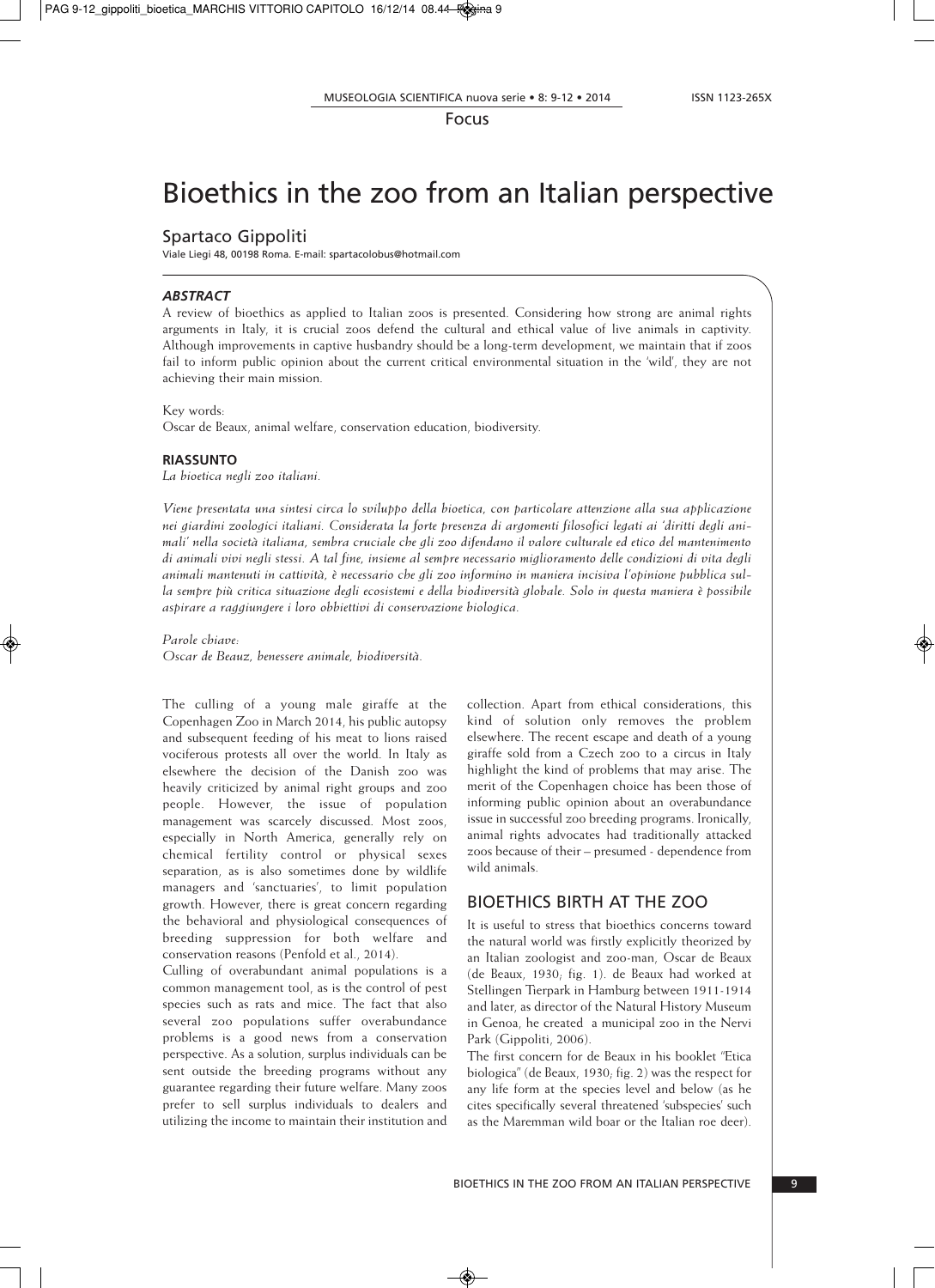Focus

# Bioethics in the zoo from an Italian perspective

## Spartaco Gippoliti

Viale Liegi 48, 00198 Roma. E-mail: spartacolobus@hotmail.com

### *ABSTRACT*

A review of bioethics as applied to Italian zoos is presented. Considering how strong are animal rights arguments in Italy, it is crucial zoos defend the cultural and ethical value of live animals in captivity. Although improvements in captive husbandry should be a long-term development, we maintain that if zoos fail to inform public opinion about the current critical environmental situation in the 'wild', they are not achieving their main mission.

Key words:
Oscar de Beaux, animal welfare, conservation education, biodiversity.

### **RIASSUNTO**

*La bioetica negli zoo italiani.*

*Viene presentata una sintesi circa lo sviluppo della bioetica, con particolare attenzione alla sua applicazione nei giardini zoologici italiani. Considerata la forte presenza di argomenti filosofici legati ai 'diritti degli animali' nella società italiana, sembra cruciale che gli zoo difendano il valore culturale ed etico del mantenimento di animali vivi negli stessi. A tal fine, insieme al sempre necessario miglioramento delle condizioni di vita degli animali mantenuti in cattività, è necessario che gli zoo informino in maniera incisiva l'opinione pubblica sulla sempre più critica situazione degli ecosistemi e della biodiversità globale. Solo in questa maniera è possibile aspirare a raggiungere i loro obbiettivi di conservazione biologica.*

*Parole chiave:*
*Oscar de Beauz, benessere animale, biodiversità.*

The culling of a young male giraffe at the Copenhagen Zoo in March 2014, his public autopsy and subsequent feeding of his meat to lions raised vociferous protests all over the world. In Italy as elsewhere the decision of the Danish zoo was heavily criticized by animal right groups and zoo people. However, the issue of population management was scarcely discussed. Most zoos, especially in North America, generally rely on chemical fertility control or physical sexes separation, as is also sometimes done by wildlife managers and 'sanctuaries', to limit population growth. However, there is great concern regarding the behavioral and physiological consequences of breeding suppression for both welfare and conservation reasons (Penfold et al., 2014).

Culling of overabundant animal populations is a common management tool, as is the control of pest species such as rats and mice. The fact that also several zoo populations suffer overabundance problems is a good news from a conservation perspective. As a solution, surplus individuals can be sent outside the breeding programs without any guarantee regarding their future welfare. Many zoos prefer to sell surplus individuals to dealers and utilizing the income to maintain their institution and collection. Apart from ethical considerations, this kind of solution only removes the problem elsewhere. The recent escape and death of a young giraffe sold from a Czech zoo to a circus in Italy highlight the kind of problems that may arise. The merit of the Copenhagen choice has been those of informing public opinion about an overabundance issue in successful zoo breeding programs. Ironically, animal rights advocates had traditionally attacked zoos because of their – presumed - dependence from wild animals.

## BIOETHICS BIRTH AT THE ZOO

It is useful to stress that bioethics concerns toward the natural world was firstly explicitly theorized by an Italian zoologist and zoo-man, Oscar de Beaux (de Beaux, 1930; fig. 1). de Beaux had worked at Stellingen Tierpark in Hamburg between 1911-1914 and later, as director of the Natural History Museum in Genoa, he created a municipal zoo in the Nervi Park (Gippoliti, 2006).

The first concern for de Beaux in his booklet "Etica biologica" (de Beaux, 1930; fig. 2) was the respect for any life form at the species level and below (as he cites specifically several threatened 'subspecies' such as the Maremman wild boar or the Italian roe deer).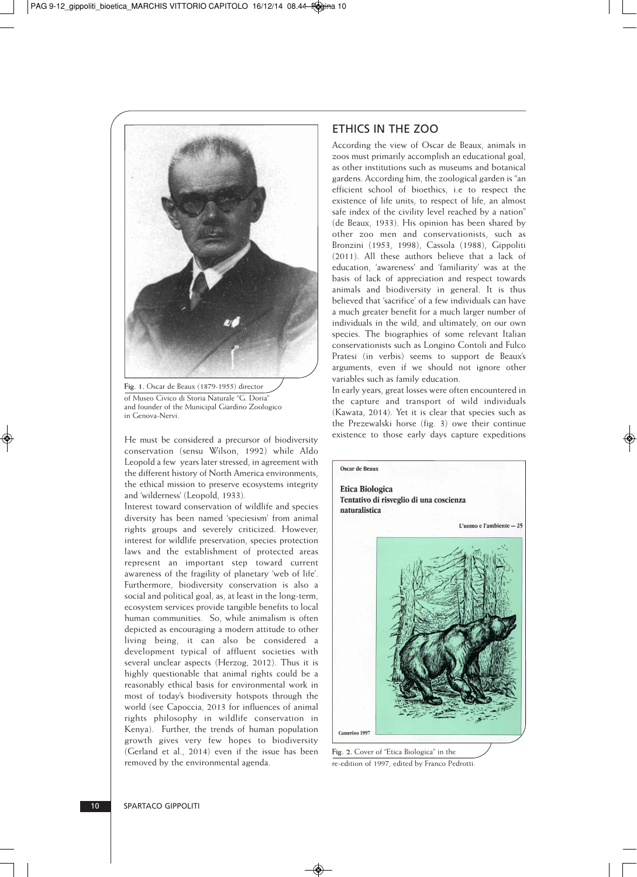Fig. 1. Oscar de Beaux (1879-1955) director of Museo Civico di Storia Naturale "G. Doria" and founder of the Municipal Giardino Zoologico in Genova-Nervi.

He must be considered a precursor of biodiversity conservation (sensu Wilson, 1992) while Aldo Leopold a few years later stressed, in agreement with the different history of North America environments, the ethical mission to preserve ecosystems integrity and 'wilderness' (Leopold, 1933).

Interest toward conservation of wildlife and species diversity has been named 'speciesism' from animal rights groups and severely criticized. However, interest for wildlife preservation, species protection laws and the establishment of protected areas represent an important step toward current awareness of the fragility of planetary 'web of life'. Furthermore, biodiversity conservation is also a social and political goal, as, at least in the long-term, ecosystem services provide tangible benefits to local human communities. So, while animalism is often depicted as encouraging a modern attitude to other living being, it can also be considered a development typical of affluent societies with several unclear aspects (Herzog, 2012). Thus it is highly questionable that animal rights could be a reasonably ethical basis for environmental work in most of today's biodiversity hotspots through the world (see Capoccia, 2013 for influences of animal rights philosophy in wildlife conservation in Kenya). Further, the trends of human population growth gives very few hopes to biodiversity (Gerland et al., 2014) even if the issue has been removed by the environmental agenda.

## ETHICS IN THE ZOO

According the view of Oscar de Beaux, animals in zoos must primarily accomplish an educational goal, as other institutions such as museums and botanical gardens. According him, the zoological garden is "an efficient school of bioethics, i.e to respect the existence of life units, to respect of life, an almost safe index of the civility level reached by a nation" (de Beaux, 1933). His opinion has been shared by other zoo men and conservationists, such as Bronzini (1953, 1998), Cassola (1988), Gippoliti (2011). All these authors believe that a lack of education, 'awareness' and 'familiarity' was at the basis of lack of appreciation and respect towards animals and biodiversity in general. It is thus believed that 'sacrifice' of a few individuals can have a much greater benefit for a much larger number of individuals in the wild, and ultimately, on our own species. The biographies of some relevant Italian conservationists such as Longino Contoli and Fulco Pratesi (in verbis) seems to support de Beaux's arguments, even if we should not ignore other variables such as family education.

In early years, great losses were often encountered in the capture and transport of wild individuals (Kawata, 2014). Yet it is clear that species such as the Prezewalski horse (fig. 3) owe their continue existence to those early days capture expeditions

Oscar de Beaux

Etica Biologica
Tentativo di risveglio di una coscienza naturalistica

L'uomo e l'ambiente – 25

Camerino 1997

Fig. 2. Cover of "Etica Biologica" in the re-edition of 1997, edited by Franco Pedrotti.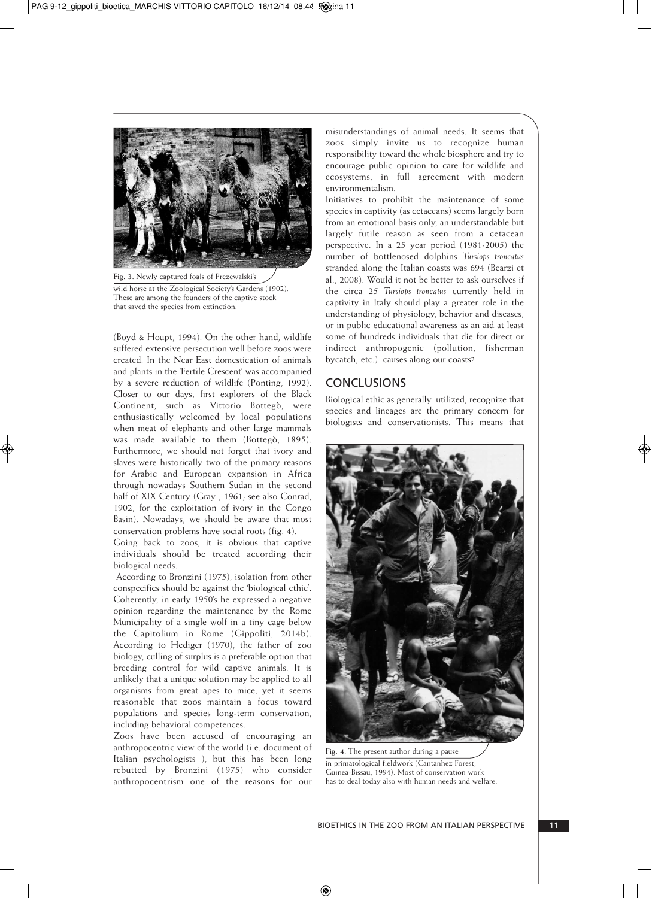Fig. 3. Newly captured foals of Prezewalski's wild horse at the Zoological Society's Gardens (1902). These are among the founders of the captive stock that saved the species from extinction.

(Boyd & Houpt, 1994). On the other hand, wildlife suffered extensive persecution well before zoos were created. In the Near East domestication of animals and plants in the 'Fertile Crescent' was accompanied by a severe reduction of wildlife (Ponting, 1992). Closer to our days, first explorers of the Black Continent, such as Vittorio Bottegò, were enthusiastically welcomed by local populations when meat of elephants and other large mammals was made available to them (Bottegò, 1895). Furthermore, we should not forget that ivory and slaves were historically two of the primary reasons for Arabic and European expansion in Africa through nowadays Southern Sudan in the second half of XIX Century (Gray , 1961; see also Conrad, 1902, for the exploitation of ivory in the Congo Basin). Nowadays, we should be aware that most conservation problems have social roots (fig. 4).

Going back to zoos, it is obvious that captive individuals should be treated according their biological needs.

According to Bronzini (1975), isolation from other conspecifics should be against the 'biological ethic'. Coherently, in early 1950's he expressed a negative opinion regarding the maintenance by the Rome Municipality of a single wolf in a tiny cage below the Capitolium in Rome (Gippoliti, 2014b). According to Hediger (1970), the father of zoo biology, culling of surplus is a preferable option that breeding control for wild captive animals. It is unlikely that a unique solution may be applied to all organisms from great apes to mice, yet it seems reasonable that zoos maintain a focus toward populations and species long-term conservation, including behavioral competences.

Zoos have been accused of encouraging an anthropocentric view of the world (i.e. document of Italian psychologists ), but this has been long rebutted by Bronzini (1975) who consider anthropocentrism one of the reasons for our misunderstandings of animal needs. It seems that zoos simply invite us to recognize human responsibility toward the whole biosphere and try to encourage public opinion to care for wildlife and ecosystems, in full agreement with modern environmentalism.

Initiatives to prohibit the maintenance of some species in captivity (as cetaceans) seems largely born from an emotional basis only, an understandable but largely futile reason as seen from a cetacean perspective. In a 25 year period (1981-2005) the number of bottlenosed dolphins *Tursiops troncatus* stranded along the Italian coasts was 694 (Bearzi et al., 2008). Would it not be better to ask ourselves if the circa 25 *Tursiops troncatus* currently held in captivity in Italy should play a greater role in the understanding of physiology, behavior and diseases, or in public educational awareness as an aid at least some of hundreds individuals that die for direct or indirect anthropogenic (pollution, fisherman bycatch, etc.) causes along our coasts?

## CONCLUSIONS

Biological ethic as generally utilized, recognize that species and lineages are the primary concern for biologists and conservationists. This means that

Fig. 4. The present author during a pause in primatological fieldwork (Cantanhez Forest, Guinea-Bissau, 1994). Most of conservation work has to deal today also with human needs and welfare.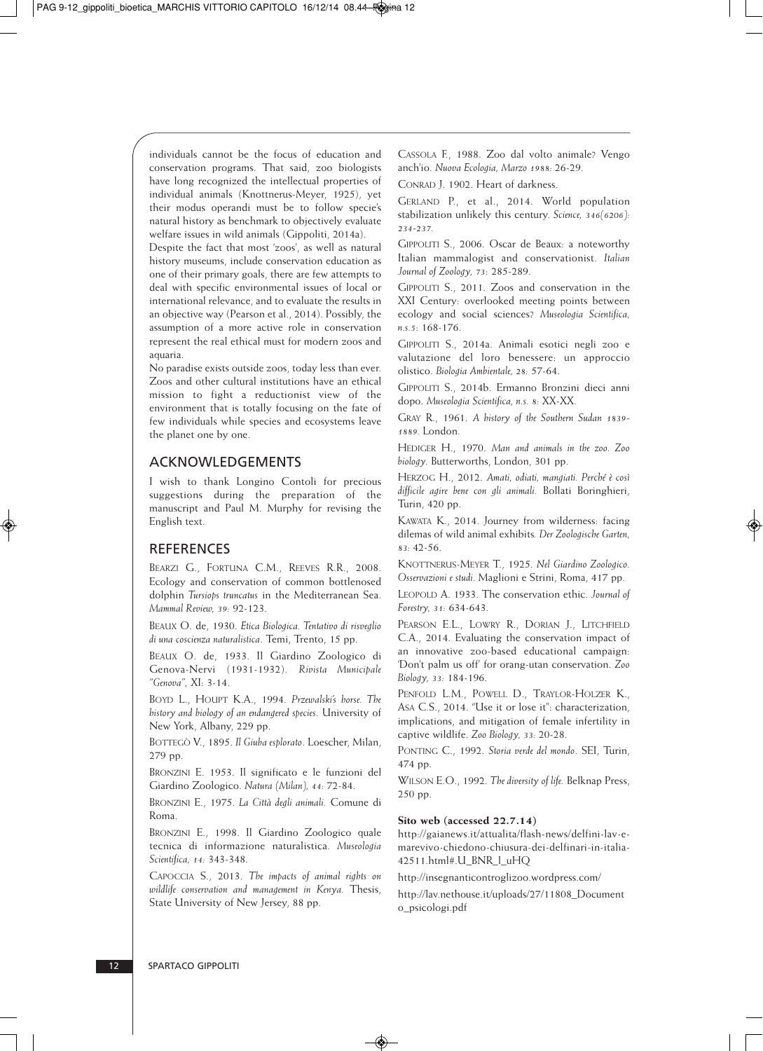individuals cannot be the focus of education and conservation programs. That said, zoo biologists have long recognized the intellectual properties of individual animals (Knottnerus-Meyer, 1925), yet their modus operandi must be to follow specie's natural history as benchmark to objectively evaluate welfare issues in wild animals (Gippoliti, 2014a).

Despite the fact that most 'zoos', as well as natural history museums, include conservation education as one of their primary goals, there are few attempts to deal with specific environmental issues of local or international relevance, and to evaluate the results in an objective way (Pearson et al., 2014). Possibly, the assumption of a more active role in conservation represent the real ethical must for modern zoos and aquaria.

No paradise exists outside zoos, today less than ever. Zoos and other cultural institutions have an ethical mission to fight a reductionist view of the environment that is totally focusing on the fate of few individuals while species and ecosystems leave the planet one by one.

## ACKNOWLEDGEMENTS

I wish to thank Longino Contoli for precious suggestions during the preparation of the manuscript and Paul M. Murphy for revising the English text.

## REFERENCES

Bearzi G., Fortuna C.M., Reeves R.R., 2008. Ecology and conservation of common bottlenosed dolphin *Tursiops truncatus* in the Mediterranean Sea. *Mammal Review, 39:* 92-123.

Beaux O. de, 1930. *Etica Biologica. Tentativo di risveglio di una coscienza naturalistica*. Temi, Trento, 15 pp.

Beaux O. de, 1933. Il Giardino Zoologico di Genova-Nervi (1931-1932). *Rivista Municipale "Genova"*, XI: 3-14.

Boyd L., Houpt K.A., 1994. *Przewalski's horse. The history and biology of an endangered species*. University of New York, Albany, 229 pp.

Bottegò V., 1895. *Il Giuba esplorato*. Loescher, Milan, 279 pp.

Bronzini E. 1953. Il significato e le funzioni del Giardino Zoologico. *Natura (Milan), 44:* 72-84.

Bronzini E., 1975. *La Città degli animali.* Comune di Roma.

Bronzini E., 1998. Il Giardino Zoologico quale tecnica di informazione naturalistica. *Museologia Scientifica, 14:* 343-348.

Capoccia S., 2013. *The impacts of animal rights on wildlife conservation and management in Kenya.* Thesis, State University of New Jersey, 88 pp.

Cassola F., 1988. Zoo dal volto animale? Vengo anch'io. *Nuova Ecologia, Marzo 1988:* 26-29.

Conrad J. 1902. Heart of darkness.

Gerland P., et al., 2014. World population stabilization unlikely this century. *Science, 346(6206): 234-237.*

Gippoliti S., 2006. Oscar de Beaux: a noteworthy Italian mammalogist and conservationist. *Italian Journal of Zoology, 73:* 285-289.

Gippoliti S., 2011. Zoos and conservation in the XXI Century: overlooked meeting points between ecology and social sciences? *Museologia Scientifica, n.s.5:* 168-176.

Gippoliti S., 2014a. Animali esotici negli zoo e valutazione del loro benessere: un approccio olistico. *Biologia Ambientale, 28:* 57-64.

Gippoliti S., 2014b. Ermanno Bronzini dieci anni dopo. *Museologia Scientifica, n.s. 8:* XX-XX.

Gray R., 1961. *A history of the Southern Sudan 1839-1889.* London.

Hediger H., 1970. *Man and animals in the zoo. Zoo biology.* Butterworths, London, 301 pp.

Herzog H., 2012. *Amati, odiati, mangiati. Perché è così difficile agire bene con gli animali.* Bollati Boringhieri, Turin, 420 pp.

Kawata K., 2014. Journey from wilderness: facing dilemas of wild animal exhibits. *Der Zoologische Garten, 83:* 42-56.

Knottnerus-Meyer T., 1925. *Nel Giardino Zoologico. Osservazioni e studi.* Maglioni e Strini, Roma, 417 pp.

Leopold A. 1933. The conservation ethic. *Journal of Forestry, 31:* 634-643.

Pearson E.L., Lowry R., Dorian J., Litchfield C.A., 2014. Evaluating the conservation impact of an innovative zoo-based educational campaign: 'Don't palm us off' for orang-utan conservation. *Zoo Biology, 33:* 184-196.

Penfold L.M., Powell D., Traylor-Holzer K., Asa C.S., 2014. "Use it or lose it": characterization, implications, and mitigation of female infertility in captive wildlife. *Zoo Biology, 33:* 20-28.

Ponting C., 1992. *Storia verde del mondo*. SEI, Turin, 474 pp.

Wilson E.O., 1992. *The diversity of life.* Belknap Press, 250 pp.

**Sito web (accessed 22.7.14)**

http://gaianews.it/attualita/flash-news/delfini-lav-e-marevivo-chiedono-chiusura-dei-delfinari-in-italia-42511.html#.U_BNR_l_uHQ

http://insegnanticontroglizoo.wordpress.com/

http://lav.nethouse.it/uploads/27/11808_Documento_psicologi.pdf